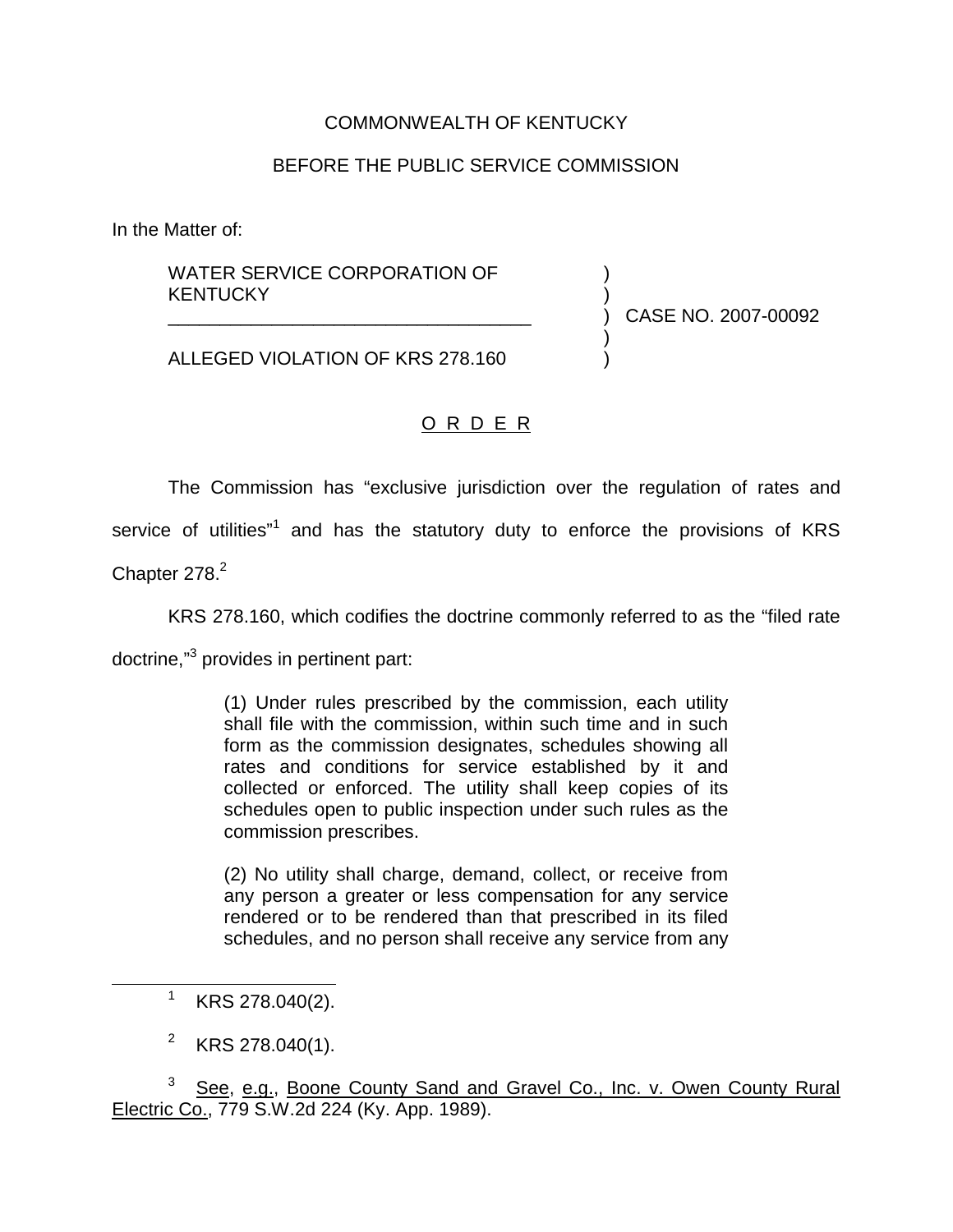COMMONWEALTH OF KENTUCKY

BEFORE THE PUBLIC SERVICE COMMISSION

In the Matter of:

WATER SERVICE CORPORATION OF KENTUCKY

ALLEGED VIOLATION OF KRS 278.160

CASE NO. 2007-00092

O R D E R

The Commission has "exclusive jurisdiction over the regulation of rates and service of utilities"[1] and has the statutory duty to enforce the provisions of KRS Chapter 278.[2]

KRS 278.160, which codifies the doctrine commonly referred to as the "filed rate doctrine,"[3] provides in pertinent part:

> (1) Under rules prescribed by the commission, each utility shall file with the commission, within such time and in such form as the commission designates, schedules showing all rates and conditions for service established by it and collected or enforced. The utility shall keep copies of its schedules open to public inspection under such rules as the commission prescribes.
>
> (2) No utility shall charge, demand, collect, or receive from any person a greater or less compensation for any service rendered or to be rendered than that prescribed in its filed schedules, and no person shall receive any service from any

---

[1] KRS 278.040(2).

[2] KRS 278.040(1).

[3] See, e.g., Boone County Sand and Gravel Co., Inc. v. Owen County Rural Electric Co., 779 S.W.2d 224 (Ky. App. 1989).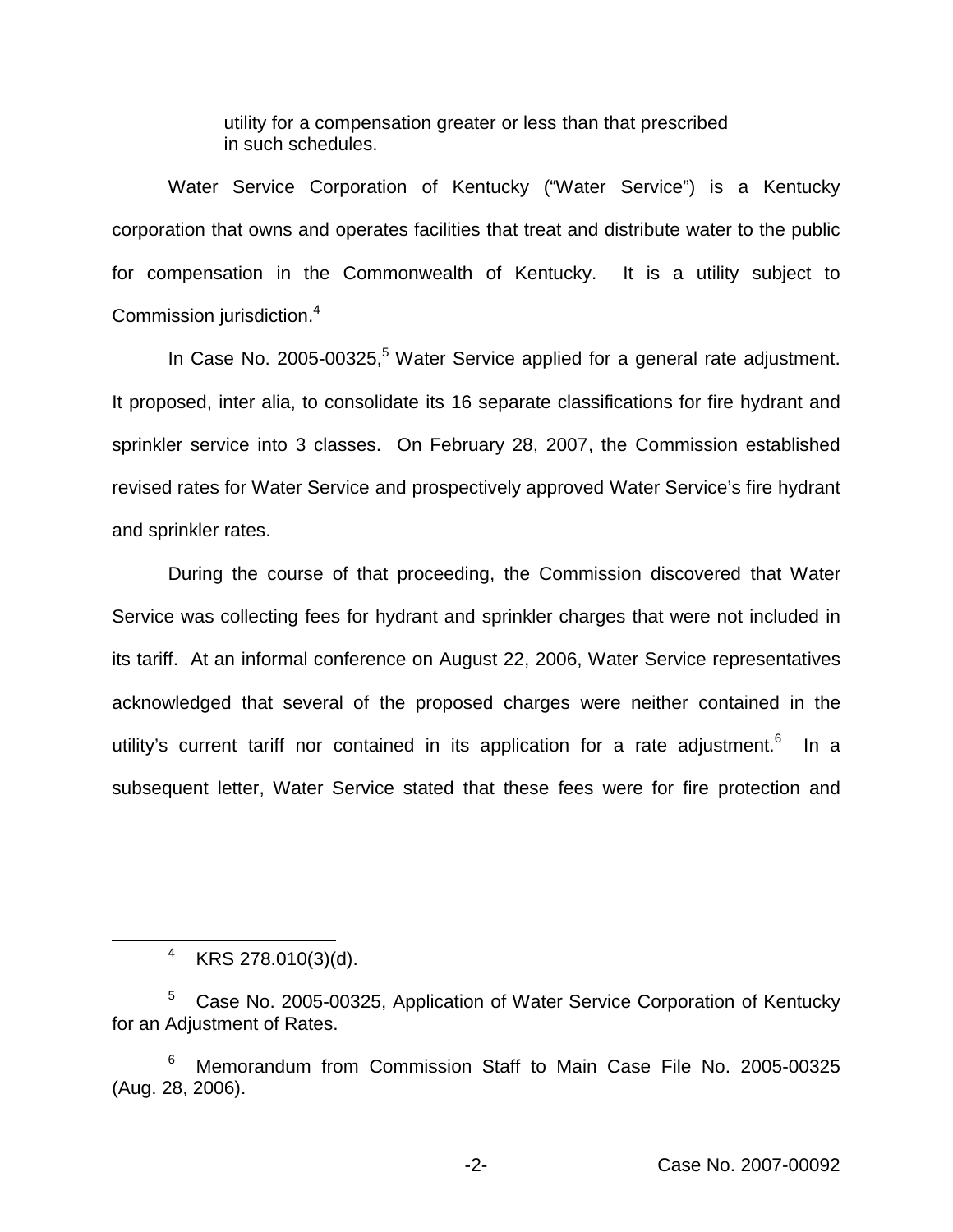> utility for a compensation greater or less than that prescribed in such schedules.

Water Service Corporation of Kentucky ("Water Service") is a Kentucky corporation that owns and operates facilities that treat and distribute water to the public for compensation in the Commonwealth of Kentucky. It is a utility subject to Commission jurisdiction.[4]

In Case No. 2005-00325,[5] Water Service applied for a general rate adjustment. It proposed, inter alia, to consolidate its 16 separate classifications for fire hydrant and sprinkler service into 3 classes. On February 28, 2007, the Commission established revised rates for Water Service and prospectively approved Water Service's fire hydrant and sprinkler rates.

During the course of that proceeding, the Commission discovered that Water Service was collecting fees for hydrant and sprinkler charges that were not included in its tariff. At an informal conference on August 22, 2006, Water Service representatives acknowledged that several of the proposed charges were neither contained in the utility's current tariff nor contained in its application for a rate adjustment.[6] In a subsequent letter, Water Service stated that these fees were for fire protection and

---

[4] KRS 278.010(3)(d).

[5] Case No. 2005-00325, Application of Water Service Corporation of Kentucky for an Adjustment of Rates.

[6] Memorandum from Commission Staff to Main Case File No. 2005-00325 (Aug. 28, 2006).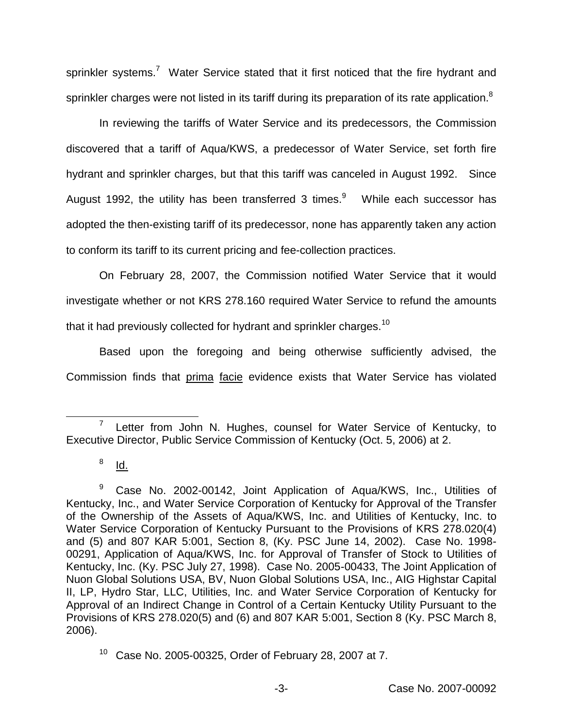sprinkler systems.[7] Water Service stated that it first noticed that the fire hydrant and sprinkler charges were not listed in its tariff during its preparation of its rate application.[8]

In reviewing the tariffs of Water Service and its predecessors, the Commission discovered that a tariff of Aqua/KWS, a predecessor of Water Service, set forth fire hydrant and sprinkler charges, but that this tariff was canceled in August 1992. Since August 1992, the utility has been transferred 3 times.[9] While each successor has adopted the then-existing tariff of its predecessor, none has apparently taken any action to conform its tariff to its current pricing and fee-collection practices.

On February 28, 2007, the Commission notified Water Service that it would investigate whether or not KRS 278.160 required Water Service to refund the amounts that it had previously collected for hydrant and sprinkler charges.[10]

Based upon the foregoing and being otherwise sufficiently advised, the Commission finds that prima facie evidence exists that Water Service has violated

---

[7] Letter from John N. Hughes, counsel for Water Service of Kentucky, to Executive Director, Public Service Commission of Kentucky (Oct. 5, 2006) at 2.

[8] Id.

[9] Case No. 2002-00142, Joint Application of Aqua/KWS, Inc., Utilities of Kentucky, Inc., and Water Service Corporation of Kentucky for Approval of the Transfer of the Ownership of the Assets of Aqua/KWS, Inc. and Utilities of Kentucky, Inc. to Water Service Corporation of Kentucky Pursuant to the Provisions of KRS 278.020(4) and (5) and 807 KAR 5:001, Section 8, (Ky. PSC June 14, 2002). Case No. 1998-00291, Application of Aqua/KWS, Inc. for Approval of Transfer of Stock to Utilities of Kentucky, Inc. (Ky. PSC July 27, 1998). Case No. 2005-00433, The Joint Application of Nuon Global Solutions USA, BV, Nuon Global Solutions USA, Inc., AIG Highstar Capital II, LP, Hydro Star, LLC, Utilities, Inc. and Water Service Corporation of Kentucky for Approval of an Indirect Change in Control of a Certain Kentucky Utility Pursuant to the Provisions of KRS 278.020(5) and (6) and 807 KAR 5:001, Section 8 (Ky. PSC March 8, 2006).

[10] Case No. 2005-00325, Order of February 28, 2007 at 7.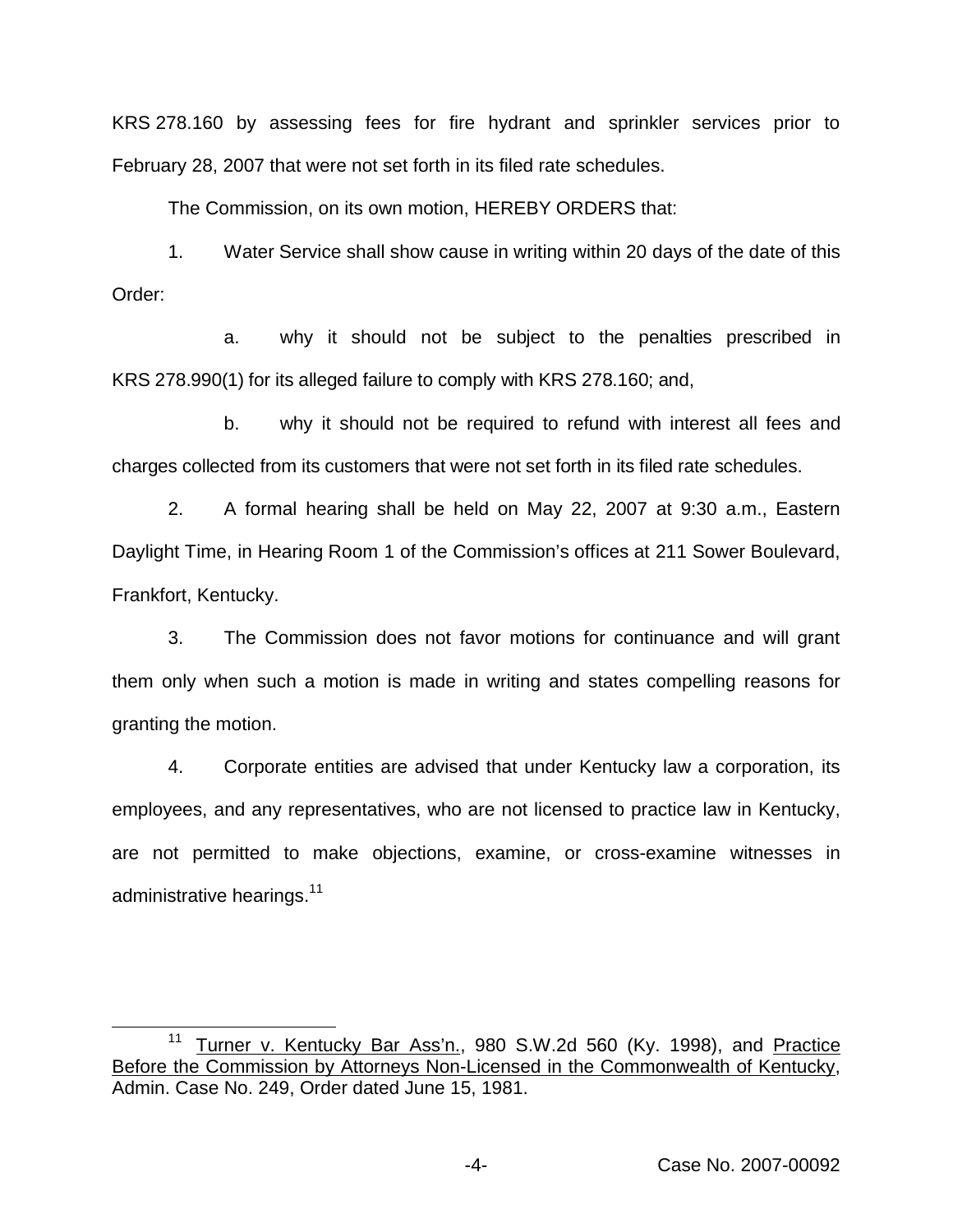KRS 278.160 by assessing fees for fire hydrant and sprinkler services prior to February 28, 2007 that were not set forth in its filed rate schedules.

The Commission, on its own motion, HEREBY ORDERS that:

1. Water Service shall show cause in writing within 20 days of the date of this Order:

   a. why it should not be subject to the penalties prescribed in KRS 278.990(1) for its alleged failure to comply with KRS 278.160; and,

   b. why it should not be required to refund with interest all fees and charges collected from its customers that were not set forth in its filed rate schedules.

2. A formal hearing shall be held on May 22, 2007 at 9:30 a.m., Eastern Daylight Time, in Hearing Room 1 of the Commission's offices at 211 Sower Boulevard, Frankfort, Kentucky.

3. The Commission does not favor motions for continuance and will grant them only when such a motion is made in writing and states compelling reasons for granting the motion.

4. Corporate entities are advised that under Kentucky law a corporation, its employees, and any representatives, who are not licensed to practice law in Kentucky, are not permitted to make objections, examine, or cross-examine witnesses in administrative hearings.[11]

---

[11] Turner v. Kentucky Bar Ass'n., 980 S.W.2d 560 (Ky. 1998), and Practice Before the Commission by Attorneys Non-Licensed in the Commonwealth of Kentucky, Admin. Case No. 249, Order dated June 15, 1981.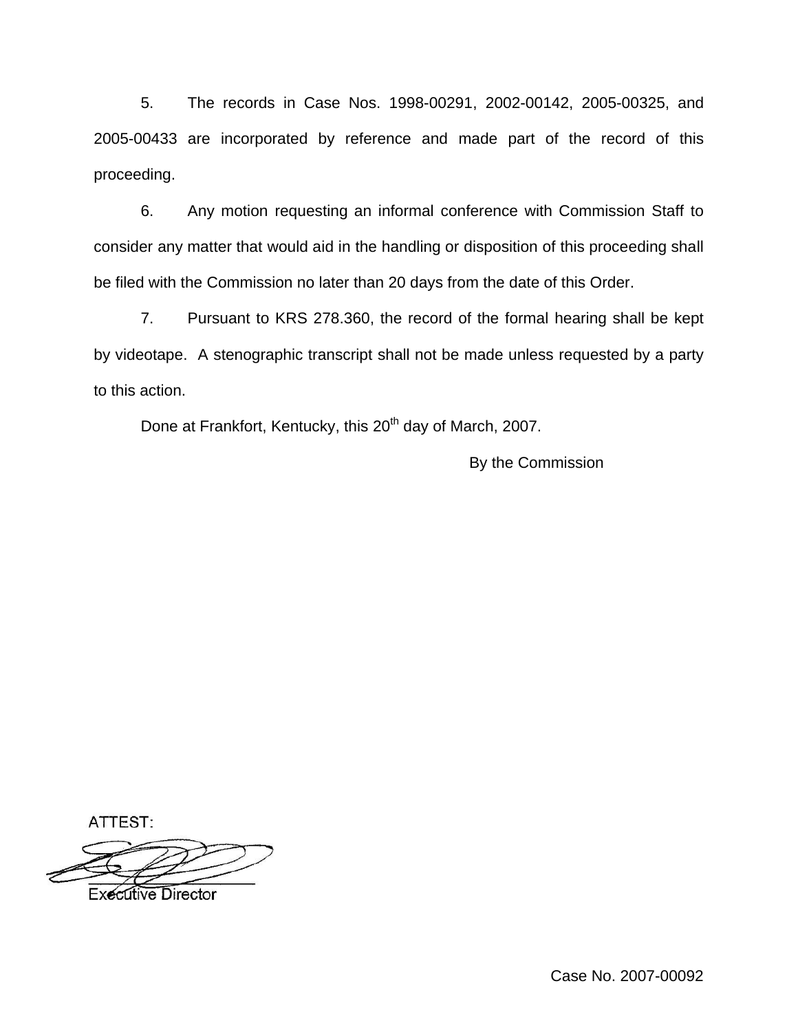5. The records in Case Nos. 1998-00291, 2002-00142, 2005-00325, and 2005-00433 are incorporated by reference and made part of the record of this proceeding.

6. Any motion requesting an informal conference with Commission Staff to consider any matter that would aid in the handling or disposition of this proceeding shall be filed with the Commission no later than 20 days from the date of this Order.

7. Pursuant to KRS 278.360, the record of the formal hearing shall be kept by videotape. A stenographic transcript shall not be made unless requested by a party to this action.

Done at Frankfort, Kentucky, this 20th day of March, 2007.

By the Commission

ATTEST:

Executive Director

Case No. 2007-00092